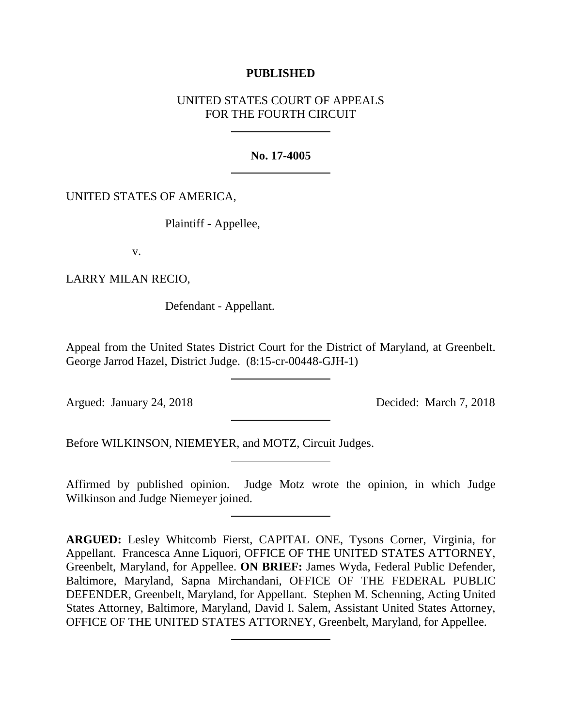**PUBLISHED**

UNITED STATES COURT OF APPEALS
FOR THE FOURTH CIRCUIT

---

**No. 17-4005**

---

UNITED STATES OF AMERICA,

Plaintiff - Appellee,

v.

LARRY MILAN RECIO,

Defendant - Appellant.

---

Appeal from the United States District Court for the District of Maryland, at Greenbelt. George Jarrod Hazel, District Judge. (8:15-cr-00448-GJH-1)

---

Argued: January 24, 2018 Decided: March 7, 2018

---

Before WILKINSON, NIEMEYER, and MOTZ, Circuit Judges.

---

Affirmed by published opinion. Judge Motz wrote the opinion, in which Judge Wilkinson and Judge Niemeyer joined.

---

**ARGUED:** Lesley Whitcomb Fierst, CAPITAL ONE, Tysons Corner, Virginia, for Appellant. Francesca Anne Liquori, OFFICE OF THE UNITED STATES ATTORNEY, Greenbelt, Maryland, for Appellee. **ON BRIEF:** James Wyda, Federal Public Defender, Baltimore, Maryland, Sapna Mirchandani, OFFICE OF THE FEDERAL PUBLIC DEFENDER, Greenbelt, Maryland, for Appellant. Stephen M. Schenning, Acting United States Attorney, Baltimore, Maryland, David I. Salem, Assistant United States Attorney, OFFICE OF THE UNITED STATES ATTORNEY, Greenbelt, Maryland, for Appellee.

---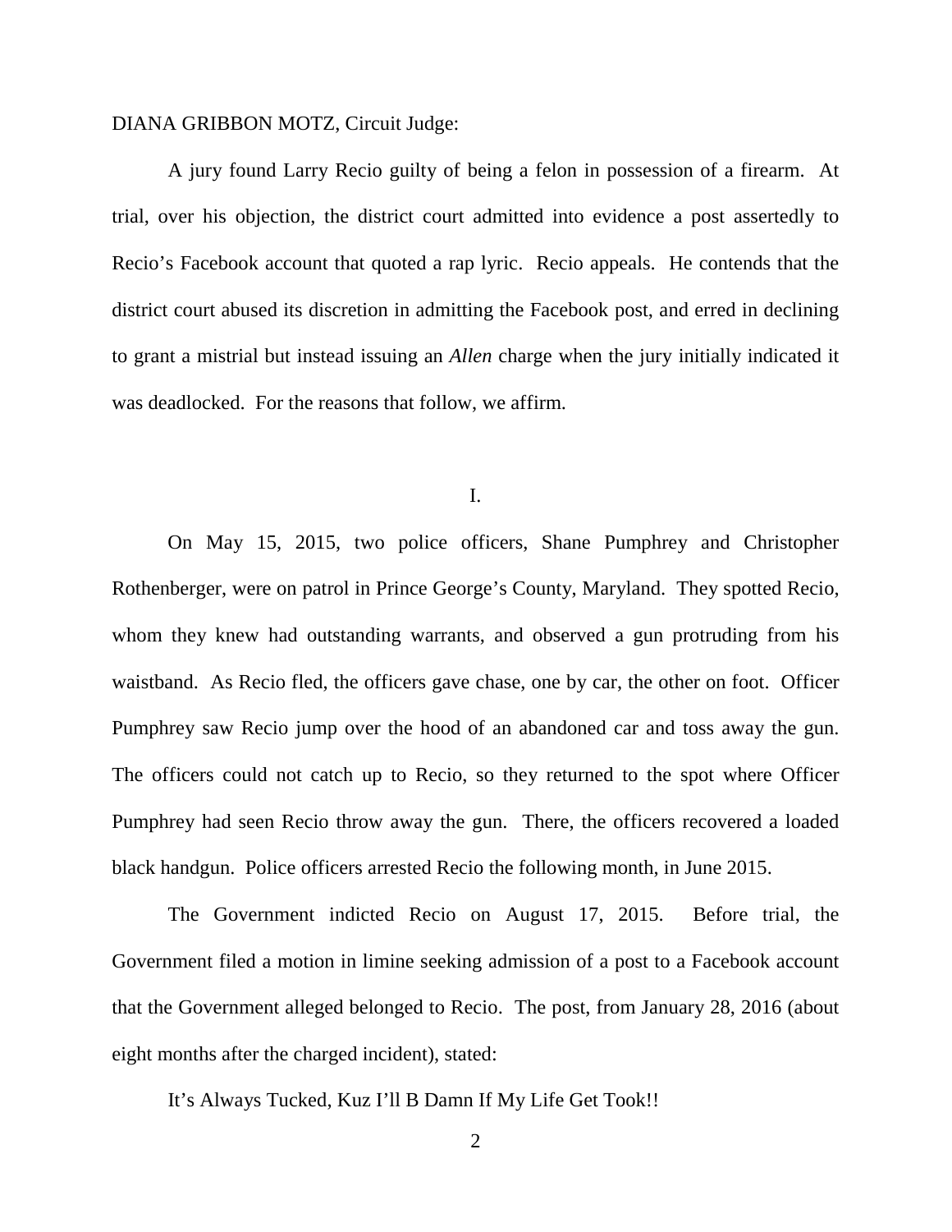DIANA GRIBBON MOTZ, Circuit Judge:

A jury found Larry Recio guilty of being a felon in possession of a firearm. At trial, over his objection, the district court admitted into evidence a post assertedly to Recio's Facebook account that quoted a rap lyric. Recio appeals. He contends that the district court abused its discretion in admitting the Facebook post, and erred in declining to grant a mistrial but instead issuing an *Allen* charge when the jury initially indicated it was deadlocked. For the reasons that follow, we affirm.

## I.

On May 15, 2015, two police officers, Shane Pumphrey and Christopher Rothenberger, were on patrol in Prince George's County, Maryland. They spotted Recio, whom they knew had outstanding warrants, and observed a gun protruding from his waistband. As Recio fled, the officers gave chase, one by car, the other on foot. Officer Pumphrey saw Recio jump over the hood of an abandoned car and toss away the gun. The officers could not catch up to Recio, so they returned to the spot where Officer Pumphrey had seen Recio throw away the gun. There, the officers recovered a loaded black handgun. Police officers arrested Recio the following month, in June 2015.

The Government indicted Recio on August 17, 2015. Before trial, the Government filed a motion in limine seeking admission of a post to a Facebook account that the Government alleged belonged to Recio. The post, from January 28, 2016 (about eight months after the charged incident), stated:

It's Always Tucked, Kuz I'll B Damn If My Life Get Took!!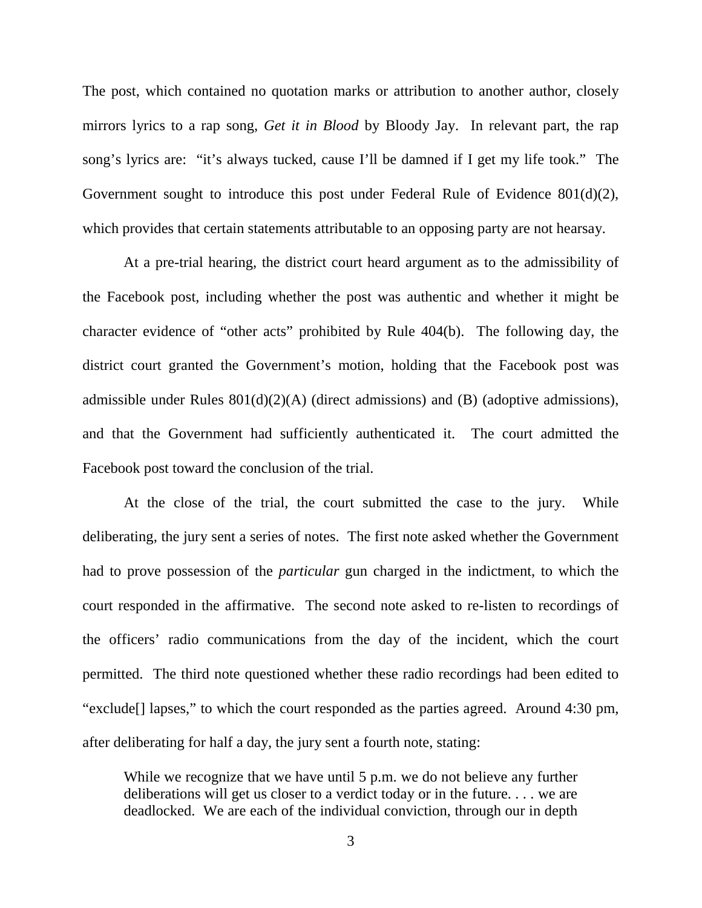The post, which contained no quotation marks or attribution to another author, closely mirrors lyrics to a rap song, *Get it in Blood* by Bloody Jay. In relevant part, the rap song's lyrics are: "it's always tucked, cause I'll be damned if I get my life took." The Government sought to introduce this post under Federal Rule of Evidence 801(d)(2), which provides that certain statements attributable to an opposing party are not hearsay.

At a pre-trial hearing, the district court heard argument as to the admissibility of the Facebook post, including whether the post was authentic and whether it might be character evidence of "other acts" prohibited by Rule 404(b). The following day, the district court granted the Government's motion, holding that the Facebook post was admissible under Rules 801(d)(2)(A) (direct admissions) and (B) (adoptive admissions), and that the Government had sufficiently authenticated it. The court admitted the Facebook post toward the conclusion of the trial.

At the close of the trial, the court submitted the case to the jury. While deliberating, the jury sent a series of notes. The first note asked whether the Government had to prove possession of the *particular* gun charged in the indictment, to which the court responded in the affirmative. The second note asked to re-listen to recordings of the officers' radio communications from the day of the incident, which the court permitted. The third note questioned whether these radio recordings had been edited to "exclude[] lapses," to which the court responded as the parties agreed. Around 4:30 pm, after deliberating for half a day, the jury sent a fourth note, stating:

> While we recognize that we have until 5 p.m. we do not believe any further deliberations will get us closer to a verdict today or in the future. . . . we are deadlocked. We are each of the individual conviction, through our in depth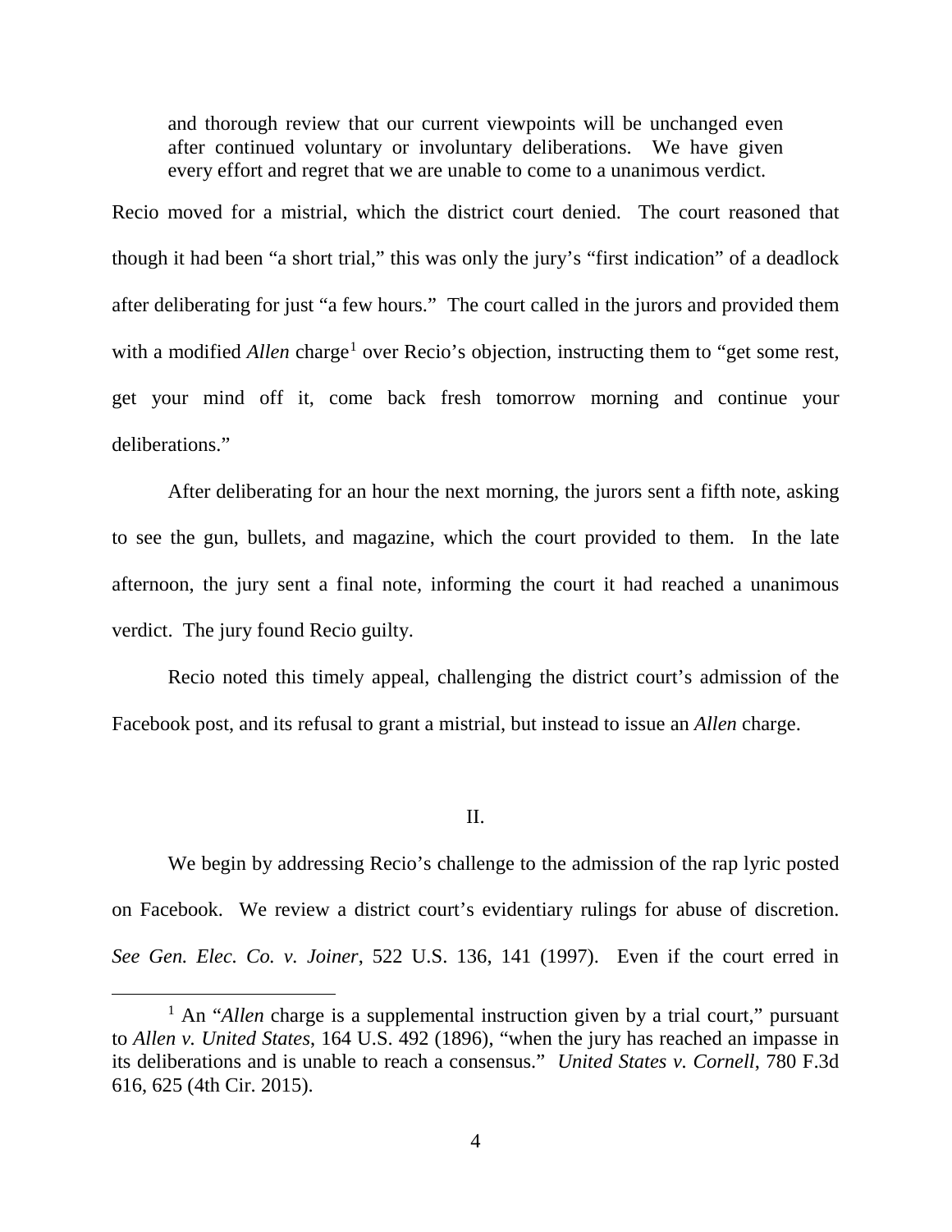> and thorough review that our current viewpoints will be unchanged even after continued voluntary or involuntary deliberations. We have given every effort and regret that we are unable to come to a unanimous verdict.

Recio moved for a mistrial, which the district court denied. The court reasoned that though it had been "a short trial," this was only the jury's "first indication" of a deadlock after deliberating for just "a few hours." The court called in the jurors and provided them with a modified *Allen* charge[1] over Recio's objection, instructing them to "get some rest, get your mind off it, come back fresh tomorrow morning and continue your deliberations."

After deliberating for an hour the next morning, the jurors sent a fifth note, asking to see the gun, bullets, and magazine, which the court provided to them. In the late afternoon, the jury sent a final note, informing the court it had reached a unanimous verdict. The jury found Recio guilty.

Recio noted this timely appeal, challenging the district court's admission of the Facebook post, and its refusal to grant a mistrial, but instead to issue an *Allen* charge.

## II.

We begin by addressing Recio's challenge to the admission of the rap lyric posted on Facebook. We review a district court's evidentiary rulings for abuse of discretion. *See Gen. Elec. Co. v. Joiner*, 522 U.S. 136, 141 (1997). Even if the court erred in

---

[1] An "*Allen* charge is a supplemental instruction given by a trial court," pursuant to *Allen v. United States*, 164 U.S. 492 (1896), "when the jury has reached an impasse in its deliberations and is unable to reach a consensus." *United States v. Cornell*, 780 F.3d 616, 625 (4th Cir. 2015).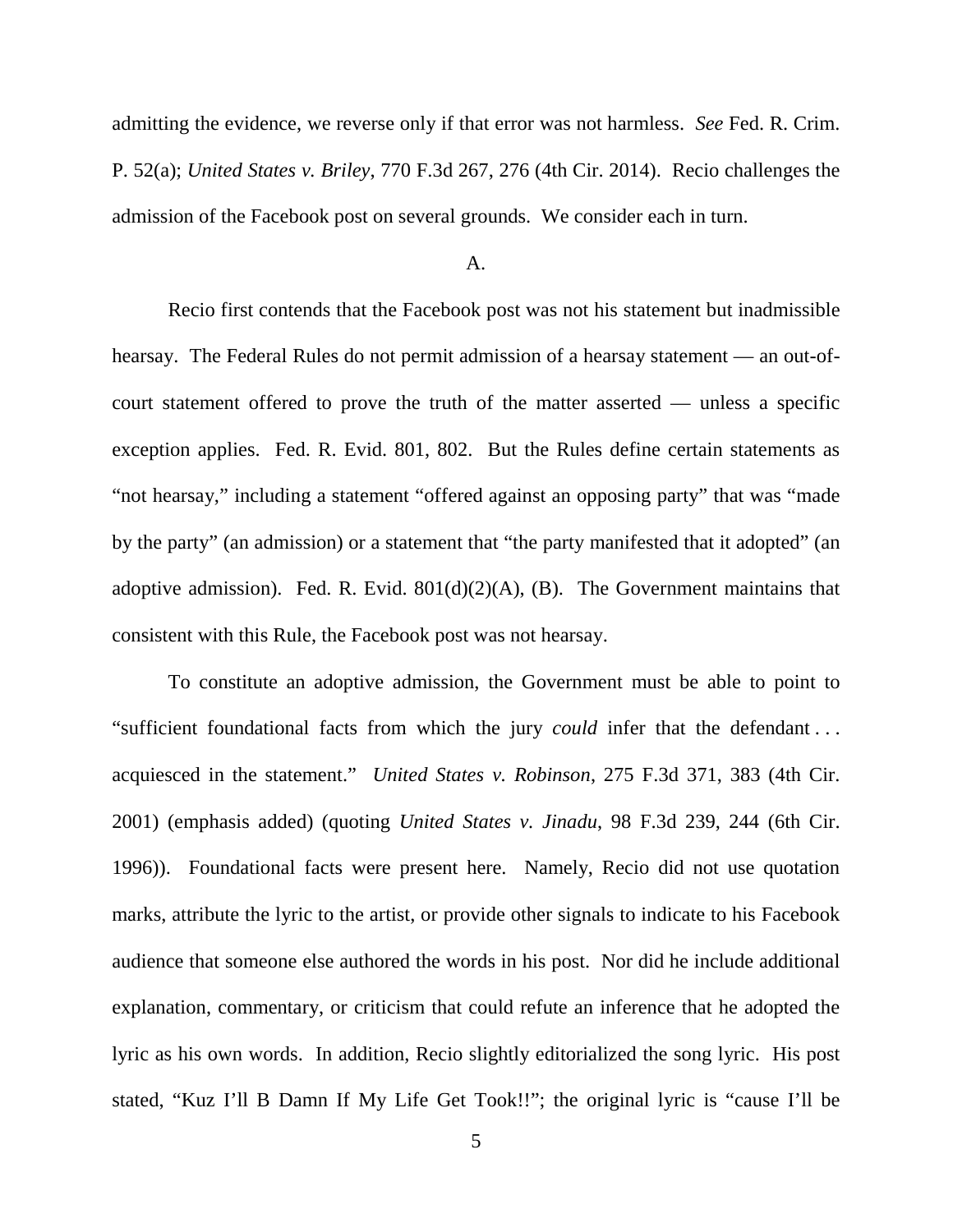admitting the evidence, we reverse only if that error was not harmless. *See* Fed. R. Crim. P. 52(a); *United States v. Briley*, 770 F.3d 267, 276 (4th Cir. 2014). Recio challenges the admission of the Facebook post on several grounds. We consider each in turn.

A.

Recio first contends that the Facebook post was not his statement but inadmissible hearsay. The Federal Rules do not permit admission of a hearsay statement — an out-of-court statement offered to prove the truth of the matter asserted — unless a specific exception applies. Fed. R. Evid. 801, 802. But the Rules define certain statements as "not hearsay," including a statement "offered against an opposing party" that was "made by the party" (an admission) or a statement that "the party manifested that it adopted" (an adoptive admission). Fed. R. Evid. 801(d)(2)(A), (B). The Government maintains that consistent with this Rule, the Facebook post was not hearsay.

To constitute an adoptive admission, the Government must be able to point to "sufficient foundational facts from which the jury *could* infer that the defendant . . . acquiesced in the statement." *United States v. Robinson*, 275 F.3d 371, 383 (4th Cir. 2001) (emphasis added) (quoting *United States v. Jinadu*, 98 F.3d 239, 244 (6th Cir. 1996)). Foundational facts were present here. Namely, Recio did not use quotation marks, attribute the lyric to the artist, or provide other signals to indicate to his Facebook audience that someone else authored the words in his post. Nor did he include additional explanation, commentary, or criticism that could refute an inference that he adopted the lyric as his own words. In addition, Recio slightly editorialized the song lyric. His post stated, "Kuz I'll B Damn If My Life Get Took!!"; the original lyric is "cause I'll be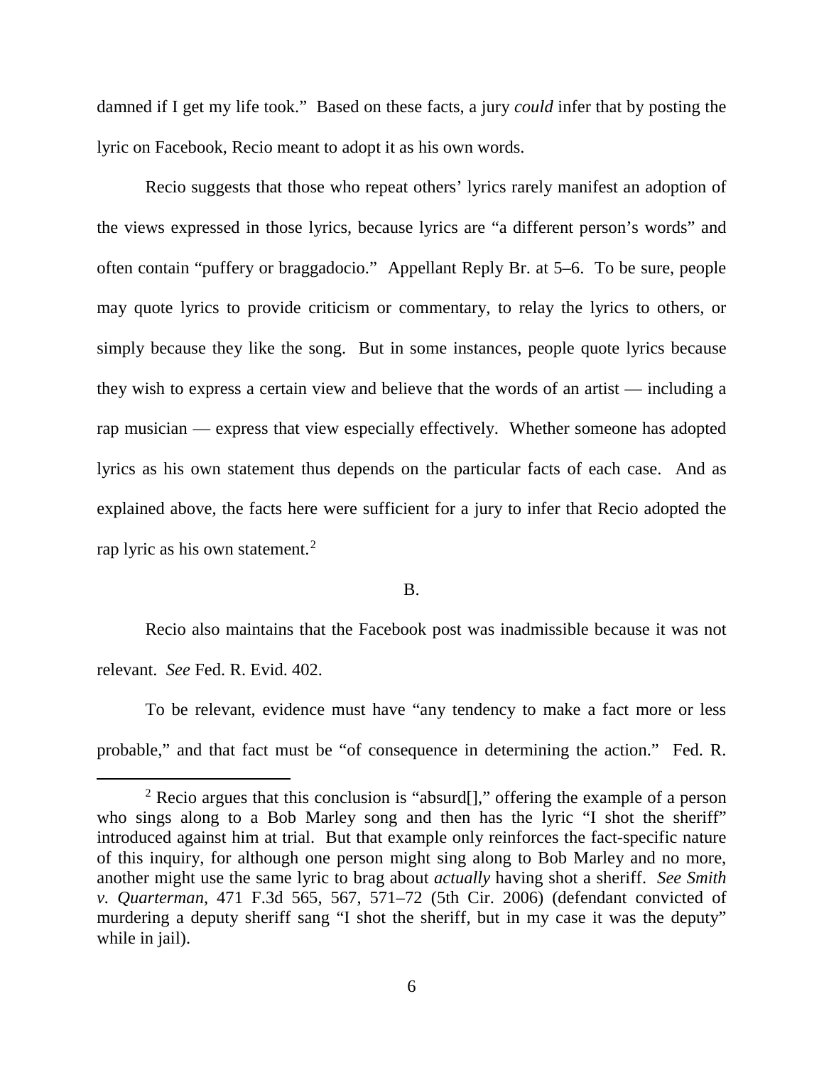damned if I get my life took." Based on these facts, a jury *could* infer that by posting the lyric on Facebook, Recio meant to adopt it as his own words.

Recio suggests that those who repeat others' lyrics rarely manifest an adoption of the views expressed in those lyrics, because lyrics are "a different person's words" and often contain "puffery or braggadocio." Appellant Reply Br. at 5–6. To be sure, people may quote lyrics to provide criticism or commentary, to relay the lyrics to others, or simply because they like the song. But in some instances, people quote lyrics because they wish to express a certain view and believe that the words of an artist — including a rap musician — express that view especially effectively. Whether someone has adopted lyrics as his own statement thus depends on the particular facts of each case. And as explained above, the facts here were sufficient for a jury to infer that Recio adopted the rap lyric as his own statement.[2]

B.

Recio also maintains that the Facebook post was inadmissible because it was not relevant. *See* Fed. R. Evid. 402.

To be relevant, evidence must have "any tendency to make a fact more or less probable," and that fact must be "of consequence in determining the action." Fed. R.

[2] Recio argues that this conclusion is "absurd[]," offering the example of a person who sings along to a Bob Marley song and then has the lyric "I shot the sheriff" introduced against him at trial. But that example only reinforces the fact-specific nature of this inquiry, for although one person might sing along to Bob Marley and no more, another might use the same lyric to brag about *actually* having shot a sheriff. *See Smith v. Quarterman*, 471 F.3d 565, 567, 571–72 (5th Cir. 2006) (defendant convicted of murdering a deputy sheriff sang "I shot the sheriff, but in my case it was the deputy" while in jail).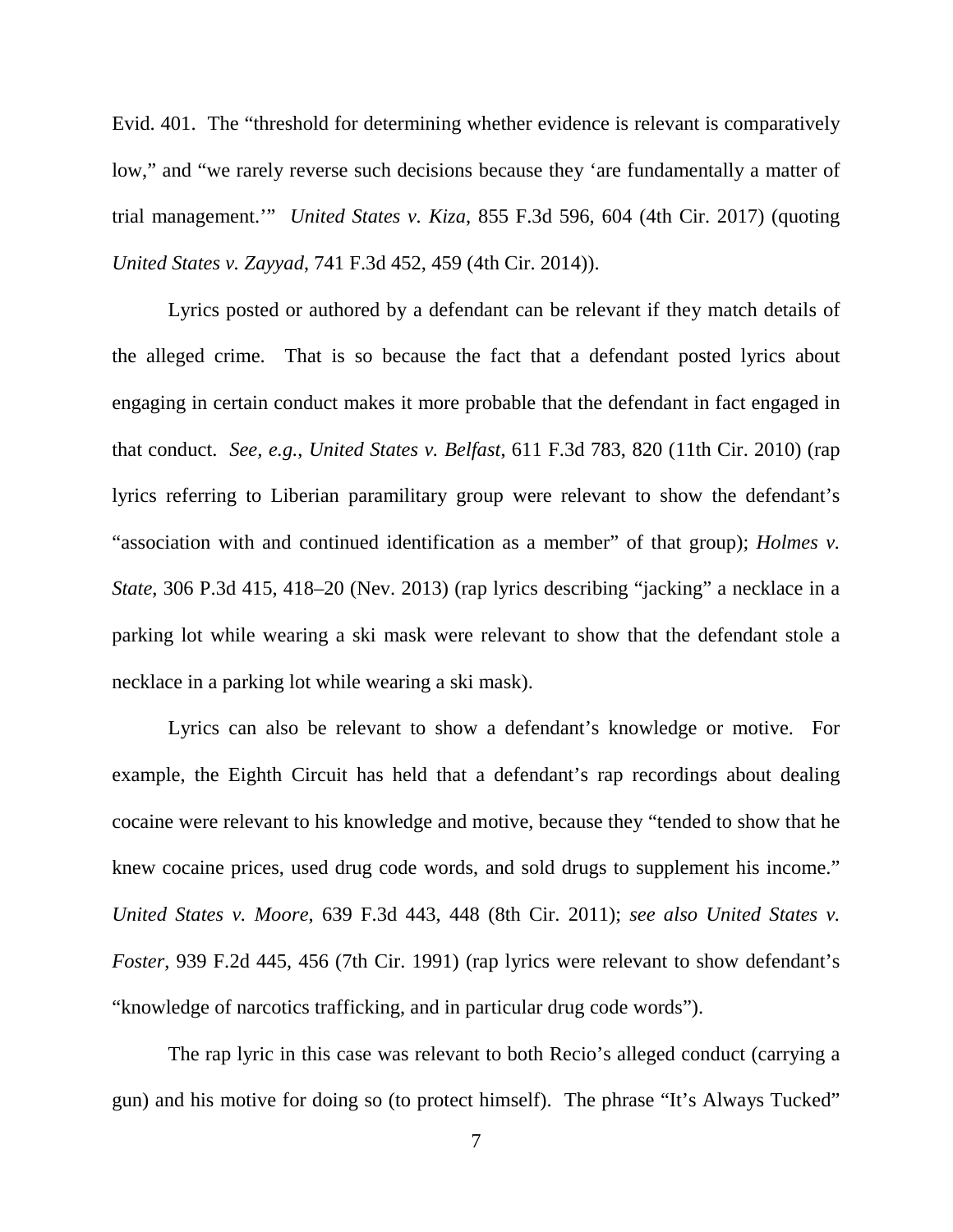Evid. 401. The "threshold for determining whether evidence is relevant is comparatively low," and "we rarely reverse such decisions because they 'are fundamentally a matter of trial management.'" *United States v. Kiza*, 855 F.3d 596, 604 (4th Cir. 2017) (quoting *United States v. Zayyad*, 741 F.3d 452, 459 (4th Cir. 2014)).

Lyrics posted or authored by a defendant can be relevant if they match details of the alleged crime. That is so because the fact that a defendant posted lyrics about engaging in certain conduct makes it more probable that the defendant in fact engaged in that conduct. *See, e.g.*, *United States v. Belfast*, 611 F.3d 783, 820 (11th Cir. 2010) (rap lyrics referring to Liberian paramilitary group were relevant to show the defendant's "association with and continued identification as a member" of that group); *Holmes v. State*, 306 P.3d 415, 418–20 (Nev. 2013) (rap lyrics describing "jacking" a necklace in a parking lot while wearing a ski mask were relevant to show that the defendant stole a necklace in a parking lot while wearing a ski mask).

Lyrics can also be relevant to show a defendant's knowledge or motive. For example, the Eighth Circuit has held that a defendant's rap recordings about dealing cocaine were relevant to his knowledge and motive, because they "tended to show that he knew cocaine prices, used drug code words, and sold drugs to supplement his income." *United States v. Moore*, 639 F.3d 443, 448 (8th Cir. 2011); *see also United States v. Foster*, 939 F.2d 445, 456 (7th Cir. 1991) (rap lyrics were relevant to show defendant's "knowledge of narcotics trafficking, and in particular drug code words").

The rap lyric in this case was relevant to both Recio's alleged conduct (carrying a gun) and his motive for doing so (to protect himself). The phrase "It's Always Tucked"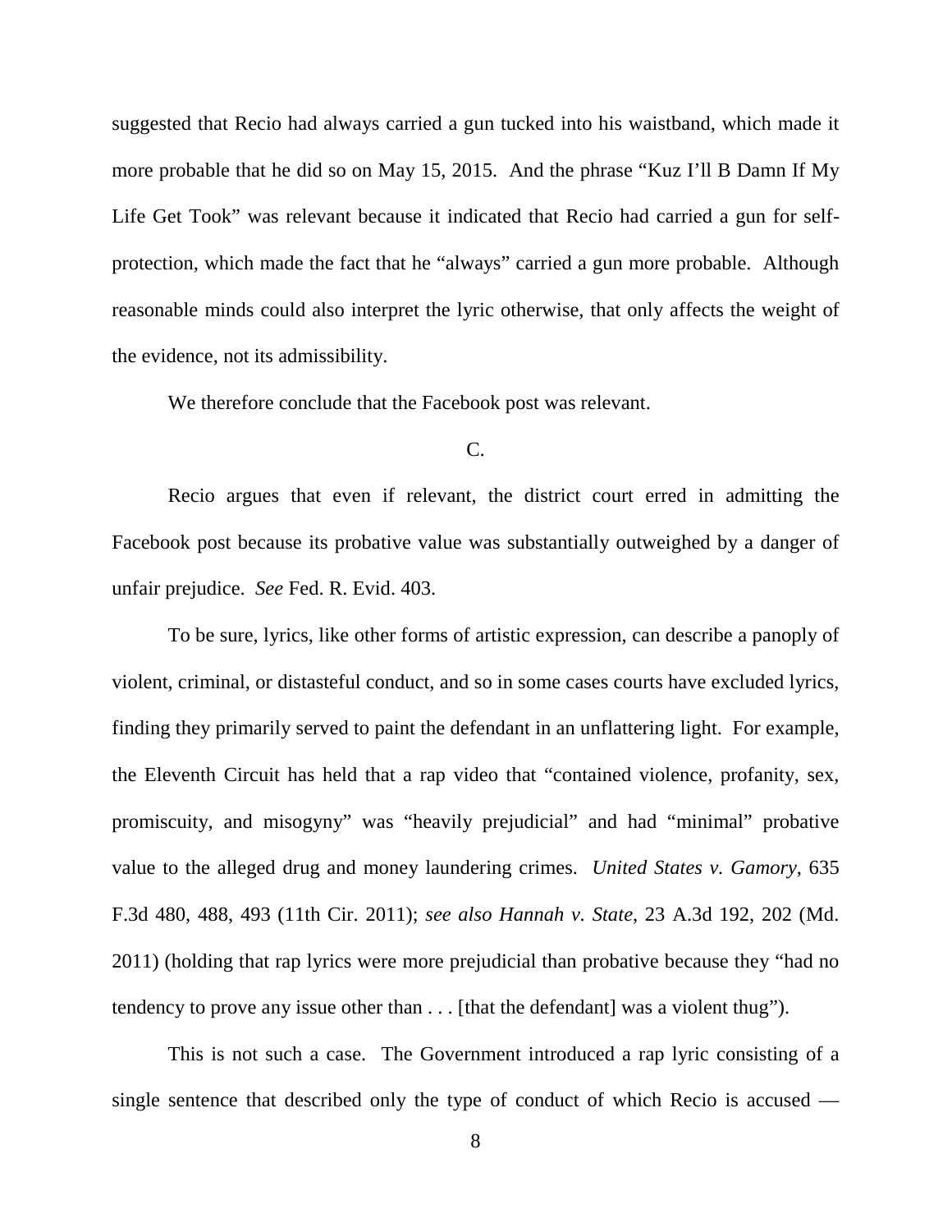suggested that Recio had always carried a gun tucked into his waistband, which made it more probable that he did so on May 15, 2015. And the phrase "Kuz I'll B Damn If My Life Get Took" was relevant because it indicated that Recio had carried a gun for self-protection, which made the fact that he "always" carried a gun more probable. Although reasonable minds could also interpret the lyric otherwise, that only affects the weight of the evidence, not its admissibility.

We therefore conclude that the Facebook post was relevant.

C.

Recio argues that even if relevant, the district court erred in admitting the Facebook post because its probative value was substantially outweighed by a danger of unfair prejudice. *See* Fed. R. Evid. 403.

To be sure, lyrics, like other forms of artistic expression, can describe a panoply of violent, criminal, or distasteful conduct, and so in some cases courts have excluded lyrics, finding they primarily served to paint the defendant in an unflattering light. For example, the Eleventh Circuit has held that a rap video that "contained violence, profanity, sex, promiscuity, and misogyny" was "heavily prejudicial" and had "minimal" probative value to the alleged drug and money laundering crimes. *United States v. Gamory*, 635 F.3d 480, 488, 493 (11th Cir. 2011); *see also Hannah v. State*, 23 A.3d 192, 202 (Md. 2011) (holding that rap lyrics were more prejudicial than probative because they "had no tendency to prove any issue other than . . . [that the defendant] was a violent thug").

This is not such a case. The Government introduced a rap lyric consisting of a single sentence that described only the type of conduct of which Recio is accused —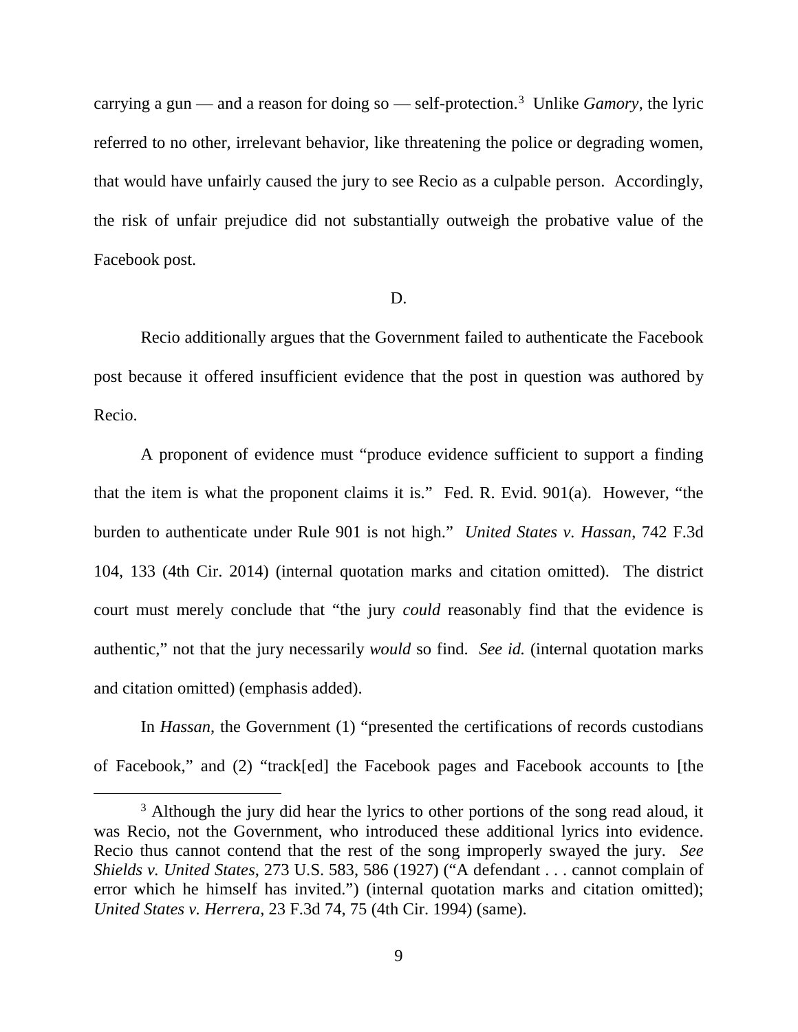carrying a gun — and a reason for doing so — self-protection.[3] Unlike *Gamory*, the lyric referred to no other, irrelevant behavior, like threatening the police or degrading women, that would have unfairly caused the jury to see Recio as a culpable person. Accordingly, the risk of unfair prejudice did not substantially outweigh the probative value of the Facebook post.

D.

Recio additionally argues that the Government failed to authenticate the Facebook post because it offered insufficient evidence that the post in question was authored by Recio.

A proponent of evidence must "produce evidence sufficient to support a finding that the item is what the proponent claims it is." Fed. R. Evid. 901(a). However, "the burden to authenticate under Rule 901 is not high." *United States v. Hassan*, 742 F.3d 104, 133 (4th Cir. 2014) (internal quotation marks and citation omitted). The district court must merely conclude that "the jury *could* reasonably find that the evidence is authentic," not that the jury necessarily *would* so find. *See id.* (internal quotation marks and citation omitted) (emphasis added).

In *Hassan*, the Government (1) "presented the certifications of records custodians of Facebook," and (2) "track[ed] the Facebook pages and Facebook accounts to [the

[3] Although the jury did hear the lyrics to other portions of the song read aloud, it was Recio, not the Government, who introduced these additional lyrics into evidence. Recio thus cannot contend that the rest of the song improperly swayed the jury. *See Shields v. United States*, 273 U.S. 583, 586 (1927) ("A defendant . . . cannot complain of error which he himself has invited.") (internal quotation marks and citation omitted); *United States v. Herrera*, 23 F.3d 74, 75 (4th Cir. 1994) (same).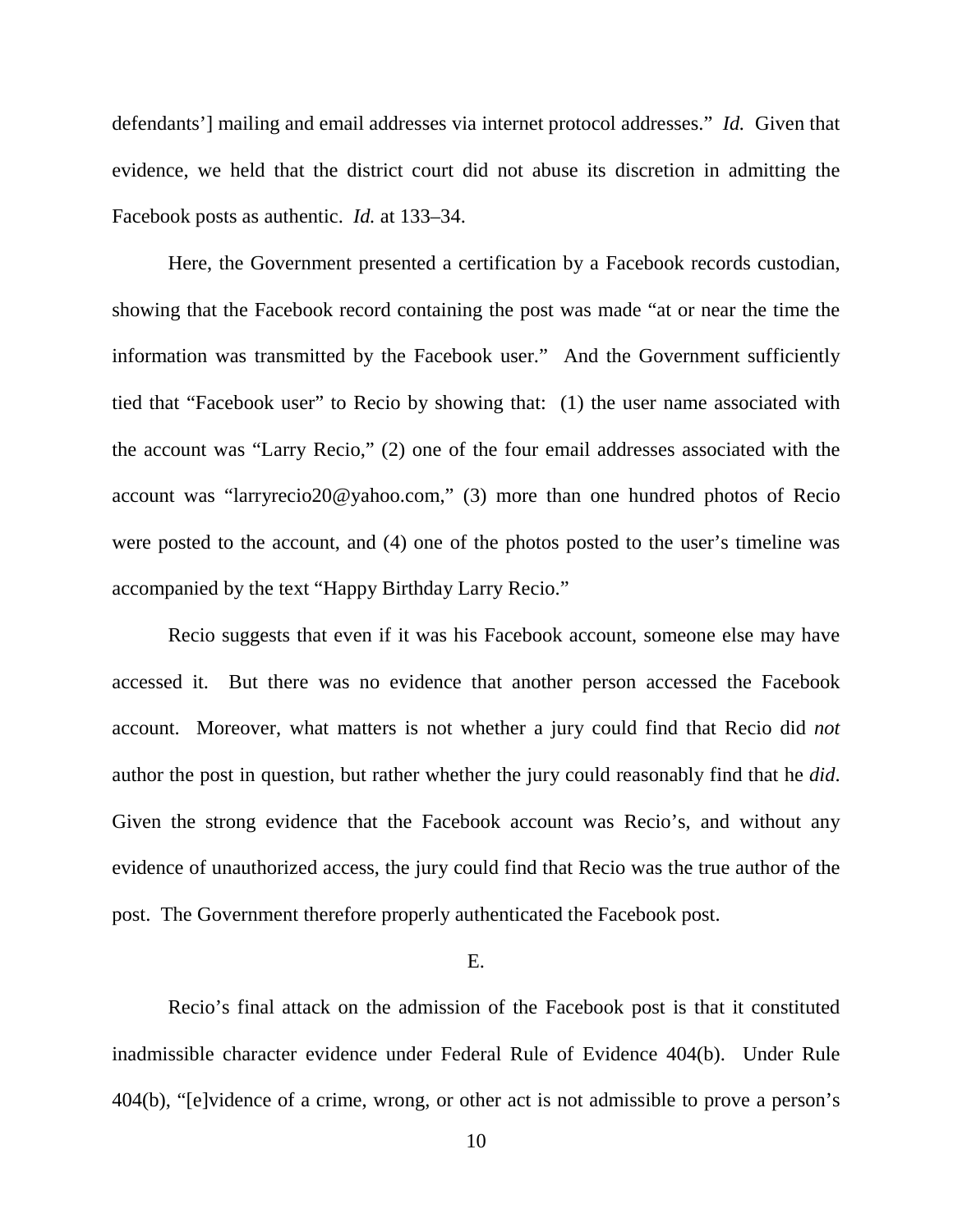defendants'] mailing and email addresses via internet protocol addresses." *Id.* Given that evidence, we held that the district court did not abuse its discretion in admitting the Facebook posts as authentic. *Id.* at 133–34.

Here, the Government presented a certification by a Facebook records custodian, showing that the Facebook record containing the post was made "at or near the time the information was transmitted by the Facebook user." And the Government sufficiently tied that "Facebook user" to Recio by showing that: (1) the user name associated with the account was "Larry Recio," (2) one of the four email addresses associated with the account was "larryrecio20@yahoo.com," (3) more than one hundred photos of Recio were posted to the account, and (4) one of the photos posted to the user's timeline was accompanied by the text "Happy Birthday Larry Recio."

Recio suggests that even if it was his Facebook account, someone else may have accessed it. But there was no evidence that another person accessed the Facebook account. Moreover, what matters is not whether a jury could find that Recio did *not* author the post in question, but rather whether the jury could reasonably find that he *did*. Given the strong evidence that the Facebook account was Recio's, and without any evidence of unauthorized access, the jury could find that Recio was the true author of the post. The Government therefore properly authenticated the Facebook post.

E.

Recio's final attack on the admission of the Facebook post is that it constituted inadmissible character evidence under Federal Rule of Evidence 404(b). Under Rule 404(b), "[e]vidence of a crime, wrong, or other act is not admissible to prove a person's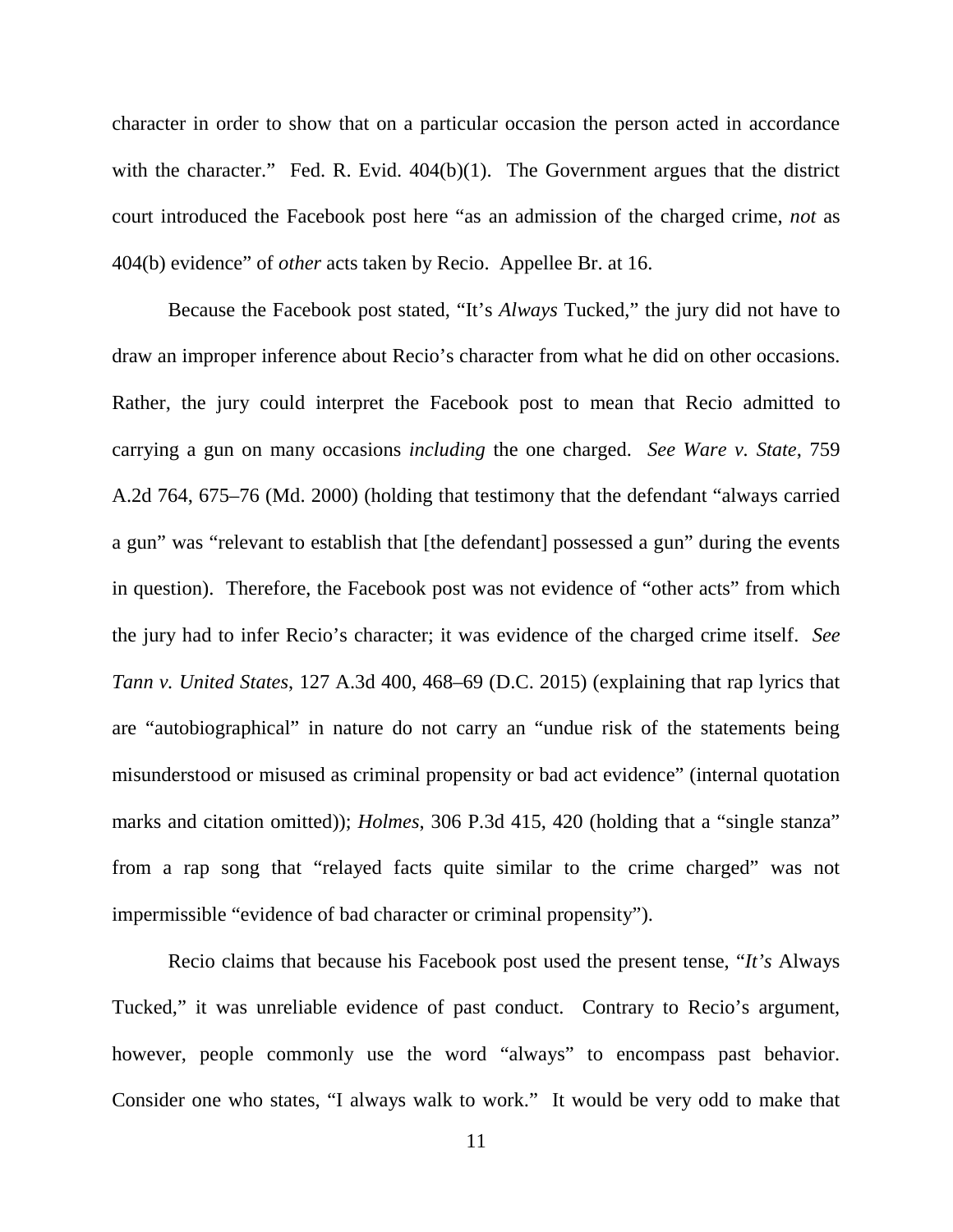character in order to show that on a particular occasion the person acted in accordance with the character." Fed. R. Evid. 404(b)(1). The Government argues that the district court introduced the Facebook post here "as an admission of the charged crime, *not* as 404(b) evidence" of *other* acts taken by Recio. Appellee Br. at 16.

Because the Facebook post stated, "It's *Always* Tucked," the jury did not have to draw an improper inference about Recio's character from what he did on other occasions. Rather, the jury could interpret the Facebook post to mean that Recio admitted to carrying a gun on many occasions *including* the one charged. *See Ware v. State*, 759 A.2d 764, 675–76 (Md. 2000) (holding that testimony that the defendant "always carried a gun" was "relevant to establish that [the defendant] possessed a gun" during the events in question). Therefore, the Facebook post was not evidence of "other acts" from which the jury had to infer Recio's character; it was evidence of the charged crime itself. *See Tann v. United States*, 127 A.3d 400, 468–69 (D.C. 2015) (explaining that rap lyrics that are "autobiographical" in nature do not carry an "undue risk of the statements being misunderstood or misused as criminal propensity or bad act evidence" (internal quotation marks and citation omitted)); *Holmes*, 306 P.3d 415, 420 (holding that a "single stanza" from a rap song that "relayed facts quite similar to the crime charged" was not impermissible "evidence of bad character or criminal propensity").

Recio claims that because his Facebook post used the present tense, "*It's* Always Tucked," it was unreliable evidence of past conduct. Contrary to Recio's argument, however, people commonly use the word "always" to encompass past behavior. Consider one who states, "I always walk to work." It would be very odd to make that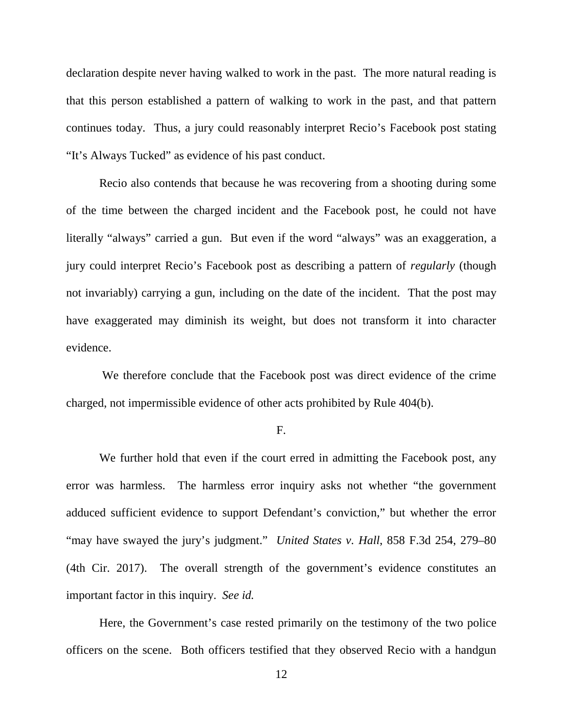declaration despite never having walked to work in the past. The more natural reading is that this person established a pattern of walking to work in the past, and that pattern continues today. Thus, a jury could reasonably interpret Recio's Facebook post stating "It's Always Tucked" as evidence of his past conduct.

Recio also contends that because he was recovering from a shooting during some of the time between the charged incident and the Facebook post, he could not have literally "always" carried a gun. But even if the word "always" was an exaggeration, a jury could interpret Recio's Facebook post as describing a pattern of *regularly* (though not invariably) carrying a gun, including on the date of the incident. That the post may have exaggerated may diminish its weight, but does not transform it into character evidence.

We therefore conclude that the Facebook post was direct evidence of the crime charged, not impermissible evidence of other acts prohibited by Rule 404(b).

### F.

We further hold that even if the court erred in admitting the Facebook post, any error was harmless. The harmless error inquiry asks not whether "the government adduced sufficient evidence to support Defendant's conviction," but whether the error "may have swayed the jury's judgment." *United States v. Hall*, 858 F.3d 254, 279–80 (4th Cir. 2017). The overall strength of the government's evidence constitutes an important factor in this inquiry. *See id.*

Here, the Government's case rested primarily on the testimony of the two police officers on the scene. Both officers testified that they observed Recio with a handgun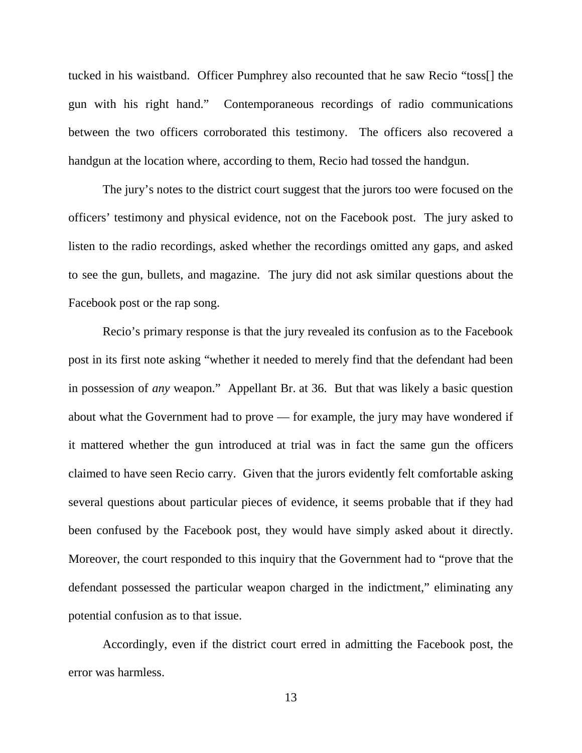tucked in his waistband. Officer Pumphrey also recounted that he saw Recio "toss[] the gun with his right hand." Contemporaneous recordings of radio communications between the two officers corroborated this testimony. The officers also recovered a handgun at the location where, according to them, Recio had tossed the handgun.

The jury's notes to the district court suggest that the jurors too were focused on the officers' testimony and physical evidence, not on the Facebook post. The jury asked to listen to the radio recordings, asked whether the recordings omitted any gaps, and asked to see the gun, bullets, and magazine. The jury did not ask similar questions about the Facebook post or the rap song.

Recio's primary response is that the jury revealed its confusion as to the Facebook post in its first note asking "whether it needed to merely find that the defendant had been in possession of *any* weapon." Appellant Br. at 36. But that was likely a basic question about what the Government had to prove — for example, the jury may have wondered if it mattered whether the gun introduced at trial was in fact the same gun the officers claimed to have seen Recio carry. Given that the jurors evidently felt comfortable asking several questions about particular pieces of evidence, it seems probable that if they had been confused by the Facebook post, they would have simply asked about it directly. Moreover, the court responded to this inquiry that the Government had to "prove that the defendant possessed the particular weapon charged in the indictment," eliminating any potential confusion as to that issue.

Accordingly, even if the district court erred in admitting the Facebook post, the error was harmless.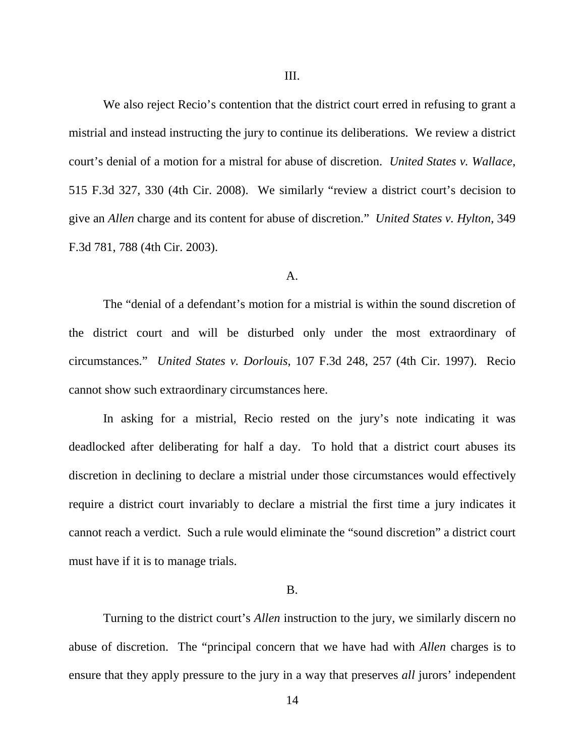III.

We also reject Recio's contention that the district court erred in refusing to grant a mistrial and instead instructing the jury to continue its deliberations. We review a district court's denial of a motion for a mistral for abuse of discretion. *United States v. Wallace*, 515 F.3d 327, 330 (4th Cir. 2008). We similarly "review a district court's decision to give an *Allen* charge and its content for abuse of discretion." *United States v. Hylton*, 349 F.3d 781, 788 (4th Cir. 2003).

A.

The "denial of a defendant's motion for a mistrial is within the sound discretion of the district court and will be disturbed only under the most extraordinary of circumstances." *United States v. Dorlouis*, 107 F.3d 248, 257 (4th Cir. 1997). Recio cannot show such extraordinary circumstances here.

In asking for a mistrial, Recio rested on the jury's note indicating it was deadlocked after deliberating for half a day. To hold that a district court abuses its discretion in declining to declare a mistrial under those circumstances would effectively require a district court invariably to declare a mistrial the first time a jury indicates it cannot reach a verdict. Such a rule would eliminate the "sound discretion" a district court must have if it is to manage trials.

B.

Turning to the district court's *Allen* instruction to the jury, we similarly discern no abuse of discretion. The "principal concern that we have had with *Allen* charges is to ensure that they apply pressure to the jury in a way that preserves *all* jurors' independent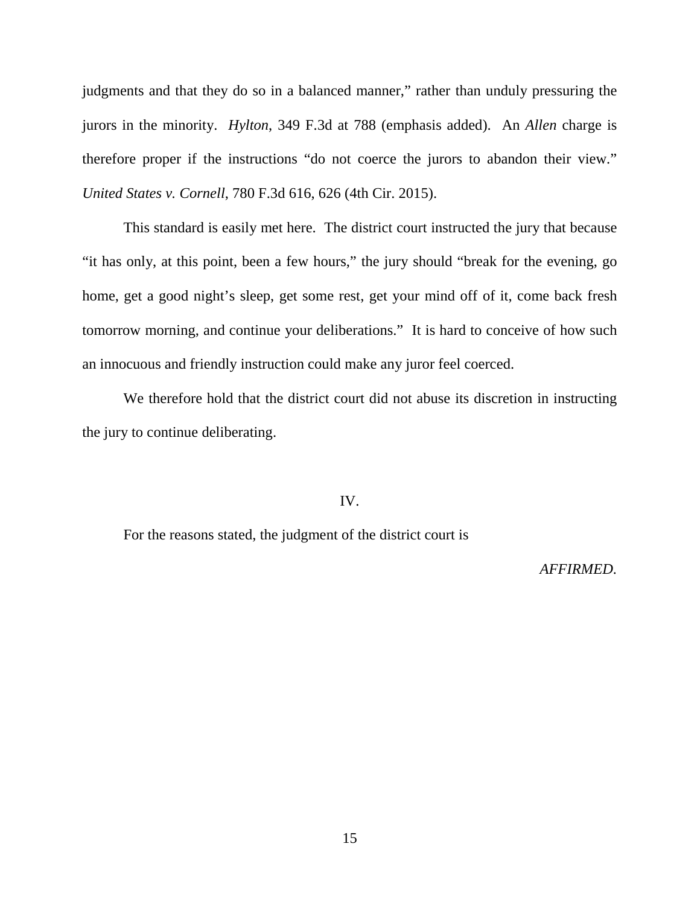judgments and that they do so in a balanced manner," rather than unduly pressuring the jurors in the minority. *Hylton*, 349 F.3d at 788 (emphasis added). An *Allen* charge is therefore proper if the instructions "do not coerce the jurors to abandon their view." *United States v. Cornell*, 780 F.3d 616, 626 (4th Cir. 2015).

This standard is easily met here. The district court instructed the jury that because "it has only, at this point, been a few hours," the jury should "break for the evening, go home, get a good night's sleep, get some rest, get your mind off of it, come back fresh tomorrow morning, and continue your deliberations." It is hard to conceive of how such an innocuous and friendly instruction could make any juror feel coerced.

We therefore hold that the district court did not abuse its discretion in instructing the jury to continue deliberating.

## IV.

For the reasons stated, the judgment of the district court is

*AFFIRMED.*